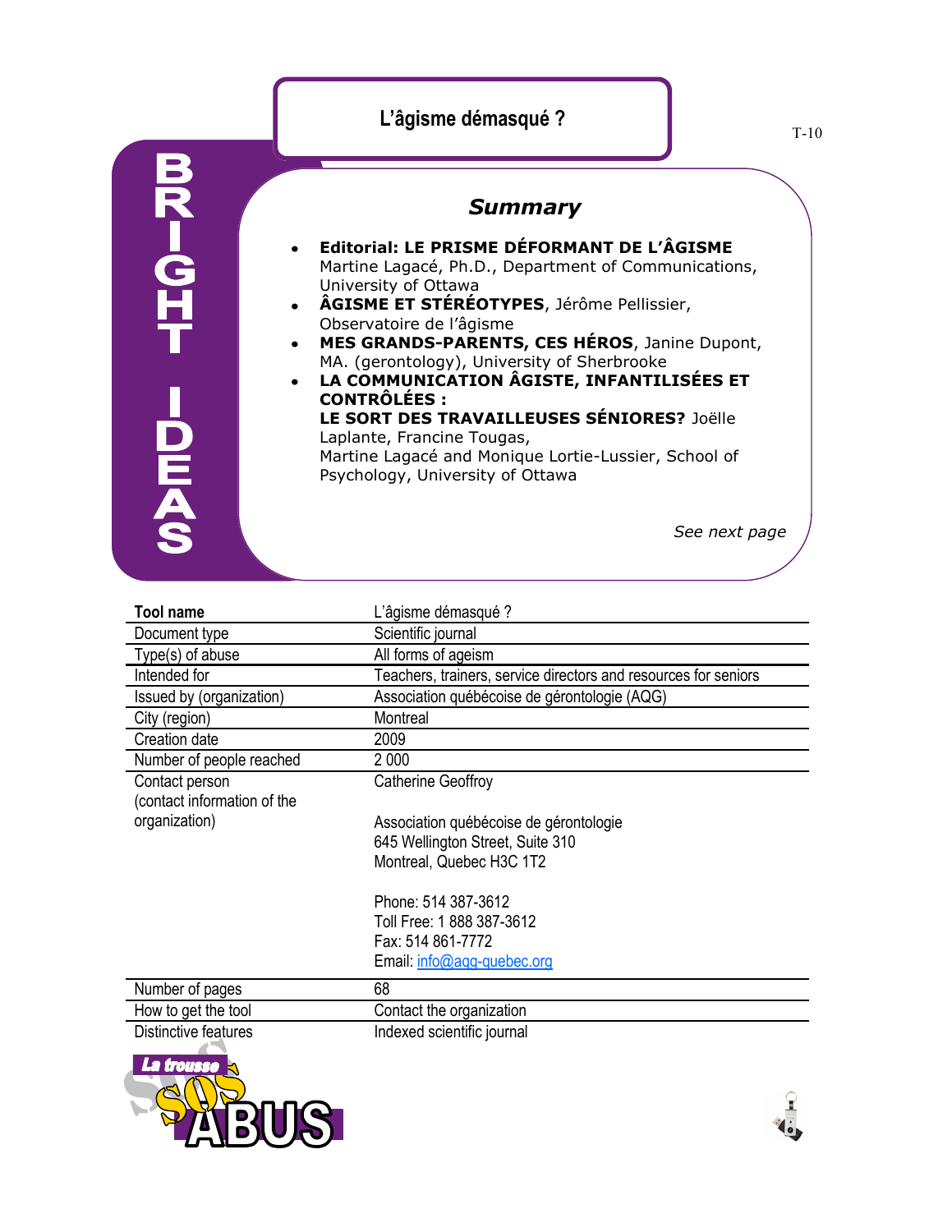# L'âgisme démasqué ?

T-10

BRIGHT IDEAS

## *Summary*

- **Editorial: LE PRISME DÉFORMANT DE L'ÂGISME** Martine Lagacé, Ph.D., Department of Communications, University of Ottawa
- **ÂGISME ET STÉRÉOTYPES**, Jérôme Pellissier, Observatoire de l'âgisme
- **MES GRANDS-PARENTS, CES HÉROS**, Janine Dupont, MA. (gerontology), University of Sherbrooke
- **LA COMMUNICATION ÂGISTE, INFANTILISÉES ET CONTRÔLÉES : LE SORT DES TRAVAILLEUSES SÉNIORES?** Joëlle Laplante, Francine Tougas, Martine Lagacé and Monique Lortie-Lussier, School of Psychology, University of Ottawa

*See next page*

| Tool name | L'âgisme démasqué ? |
|---|---|
| Document type | Scientific journal |
| Type(s) of abuse | All forms of ageism |
| Intended for | Teachers, trainers, service directors and resources for seniors |
| Issued by (organization) | Association québécoise de gérontologie (AQG) |
| City (region) | Montreal |
| Creation date | 2009 |
| Number of people reached | 2 000 |
| Contact person (contact information of the organization) | Catherine Geoffroy<br><br>Association québécoise de gérontologie<br>645 Wellington Street, Suite 310<br>Montreal, Quebec H3C 1T2<br><br>Phone: 514 387-3612<br>Toll Free: 1 888 387-3612<br>Fax: 514 861-7772<br>Email: info@aqg-quebec.org |
| Number of pages | 68 |
| How to get the tool | Contact the organization |
| Distinctive features | Indexed scientific journal |

La trousse SOS ABUS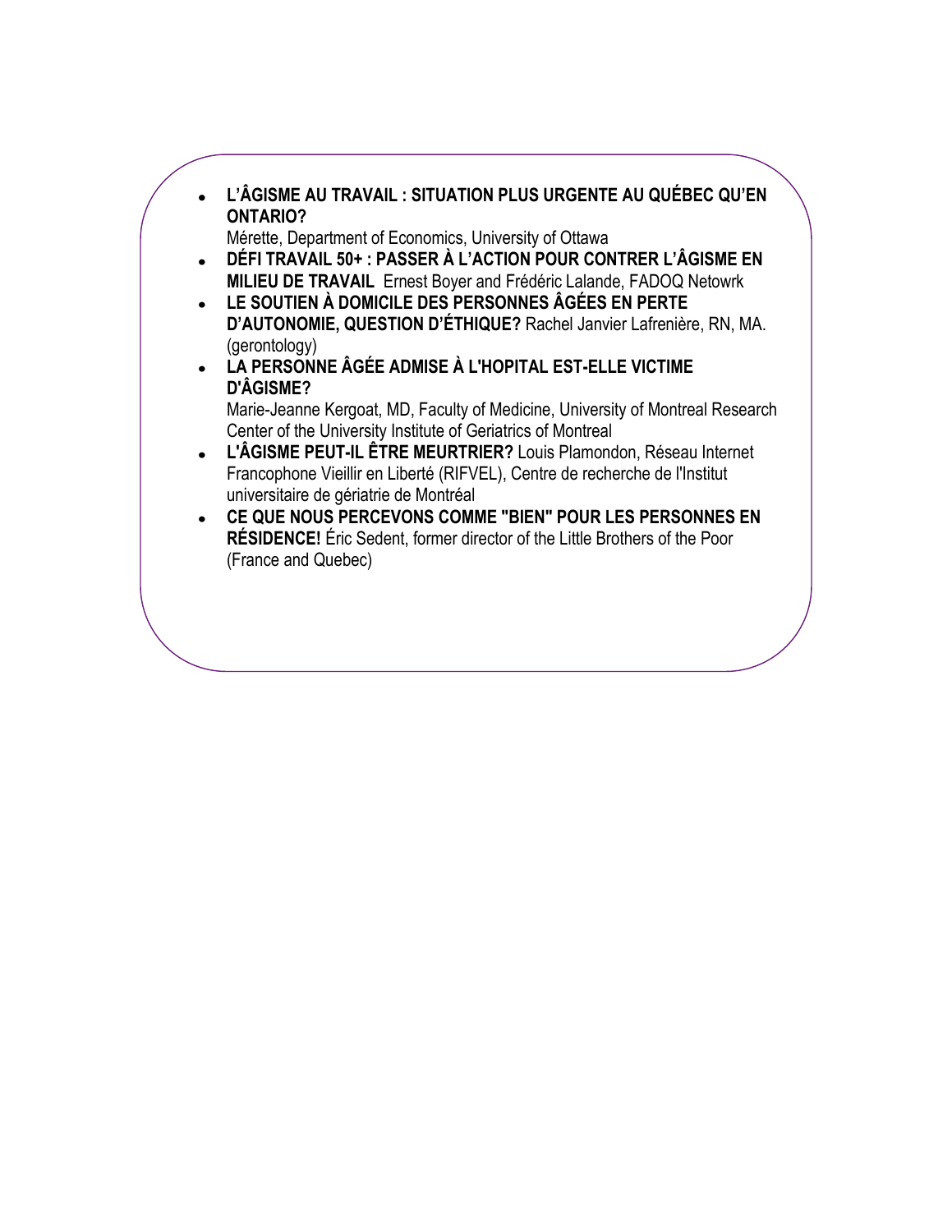- **L'ÂGISME AU TRAVAIL : SITUATION PLUS URGENTE AU QUÉBEC QU'EN ONTARIO?**
  Mérette, Department of Economics, University of Ottawa
- **DÉFI TRAVAIL 50+ : PASSER À L'ACTION POUR CONTRER L'ÂGISME EN MILIEU DE TRAVAIL** Ernest Boyer and Frédéric Lalande, FADOQ Netowrk
- **LE SOUTIEN À DOMICILE DES PERSONNES ÂGÉES EN PERTE D'AUTONOMIE, QUESTION D'ÉTHIQUE?** Rachel Janvier Lafrenière, RN, MA. (gerontology)
- **LA PERSONNE ÂGÉE ADMISE À L'HOPITAL EST-ELLE VICTIME D'ÂGISME?**
  Marie-Jeanne Kergoat, MD, Faculty of Medicine, University of Montreal Research Center of the University Institute of Geriatrics of Montreal
- **L'ÂGISME PEUT-IL ÊTRE MEURTRIER?** Louis Plamondon, Réseau Internet Francophone Vieillir en Liberté (RIFVEL), Centre de recherche de l'Institut universitaire de gériatrie de Montréal
- **CE QUE NOUS PERCEVONS COMME "BIEN" POUR LES PERSONNES EN RÉSIDENCE!** Éric Sedent, former director of the Little Brothers of the Poor (France and Quebec)